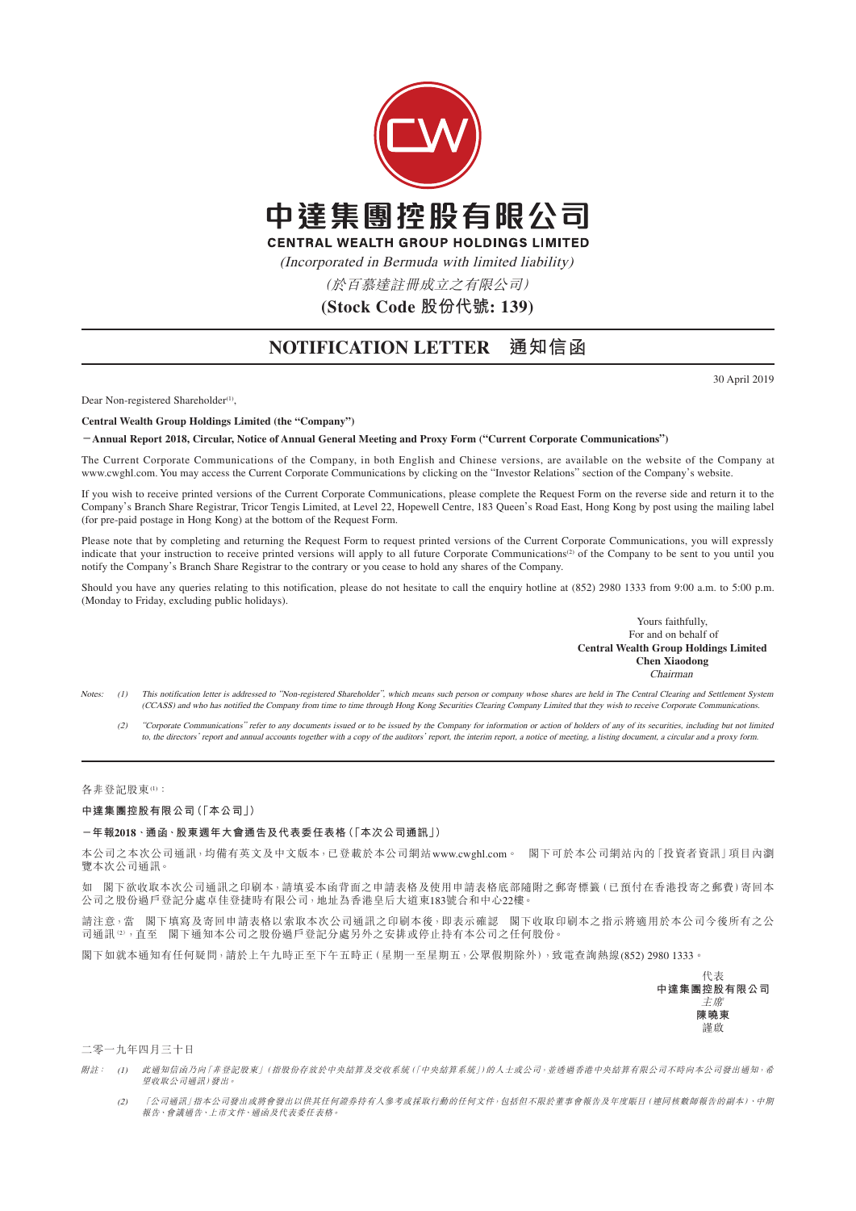# 中達集團控股有限公司

**CENTRAL WEALTH GROUP HOLDINGS LIMITED**

*(Incorporated in Bermuda with limited liability)*

*(於百慕達註冊成立之有限公司)*

**(Stock Code 股份代號: 139)**

## NOTIFICATION LETTER 通知信函

30 April 2019

Dear Non-registered Shareholder[1],

**Central Wealth Group Holdings Limited (the "Company")**

**－Annual Report 2018, Circular, Notice of Annual General Meeting and Proxy Form ("Current Corporate Communications")**

The Current Corporate Communications of the Company, in both English and Chinese versions, are available on the website of the Company at www.cwghl.com. You may access the Current Corporate Communications by clicking on the "Investor Relations" section of the Company's website.

If you wish to receive printed versions of the Current Corporate Communications, please complete the Request Form on the reverse side and return it to the Company's Branch Share Registrar, Tricor Tengis Limited, at Level 22, Hopewell Centre, 183 Queen's Road East, Hong Kong by post using the mailing label (for pre-paid postage in Hong Kong) at the bottom of the Request Form.

Please note that by completing and returning the Request Form to request printed versions of the Current Corporate Communications, you will expressly indicate that your instruction to receive printed versions will apply to all future Corporate Communications[2] of the Company to be sent to you until you notify the Company's Branch Share Registrar to the contrary or you cease to hold any shares of the Company.

Should you have any queries relating to this notification, please do not hesitate to call the enquiry hotline at (852) 2980 1333 from 9:00 a.m. to 5:00 p.m. (Monday to Friday, excluding public holidays).

Yours faithfully,
For and on behalf of
**Central Wealth Group Holdings Limited**
**Chen Xiaodong**
*Chairman*

*Notes:* (1) *This notification letter is addressed to "Non-registered Shareholder", which means such person or company whose shares are held in The Central Clearing and Settlement System (CCASS) and who has notified the Company from time to time through Hong Kong Securities Clearing Company Limited that they wish to receive Corporate Communications.*

(2) *"Corporate Communications" refer to any documents issued or to be issued by the Company for information or action of holders of any of its securities, including but not limited to, the directors' report and annual accounts together with a copy of the auditors' report, the interim report, a notice of meeting, a listing document, a circular and a proxy form.*

---

各非登記股東[1]：

**中達集團控股有限公司（「本公司」）**

**－年報2018、通函、股東週年大會通告及代表委任表格（「本次公司通訊」）**

本公司之本次公司通訊，均備有英文及中文版本，已登載於本公司網站www.cwghl.com。　閣下可於本公司網站內的「投資者資訊」項目內瀏覽本次公司通訊。

如　閣下欲收取本次公司通訊之印刷本，請填妥本函背面之申請表格及使用申請表格底部隨附之郵寄標籤（已預付在香港投寄之郵費）寄回本公司之股份過戶登記分處卓佳登捷時有限公司，地址為香港皇后大道東183號合和中心22樓。

請注意，當　閣下填寫及寄回申請表格以索取本次公司通訊之印刷本後，即表示確認　閣下收取印刷本之指示將適用於本公司今後所有之公司通訊[2]，直至　閣下通知本公司之股份過戶登記分處另外之安排或停止持有本公司之任何股份。

閣下如就本通知有任何疑問，請於上午九時正至下午五時正（星期一至星期五，公眾假期除外），致電查詢熱線(852) 2980 1333。

代表
**中達集團控股有限公司**
*主席*
**陳曉東**
謹啟

二零一九年四月三十日

*附註：* (1) *此通知信函乃向「非登記股東」（指股份存放於中央結算及交收系統（「中央結算系統」）的人士或公司，並透過香港中央結算有限公司不時向本公司發出通知，希望收取公司通訊）發出。*

(2) *「公司通訊」指本公司發出或將會發出以供其任何證券持有人參考或採取行動的任何文件，包括但不限於董事會報告及年度賬目（連同核數師報告的副本）、中期報告、會議通告、上市文件、通函及代表委任表格。*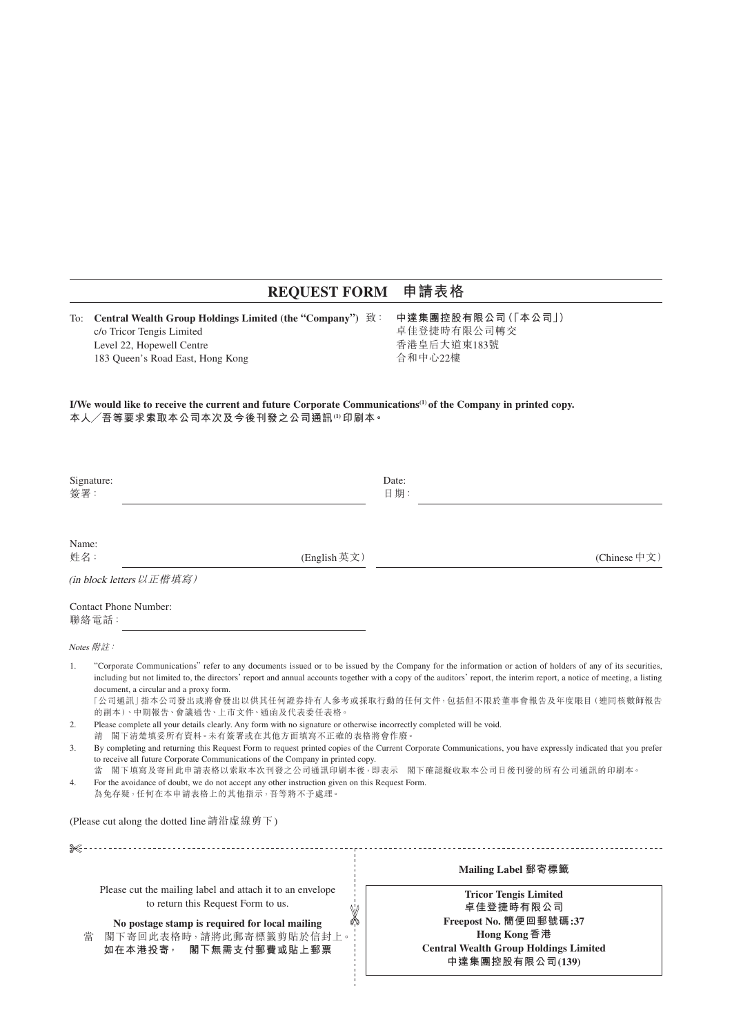# REQUEST FORM 申請表格

To: **Central Wealth Group Holdings Limited (the "Company")**
c/o Tricor Tengis Limited
Level 22, Hopewell Centre
183 Queen's Road East, Hong Kong

致：**中達集團控股有限公司(「本公司」)**
卓佳登捷時有限公司轉交
香港皇后大道東183號
合和中心22樓

**I/We would like to receive the current and future Corporate Communications[(1)] of the Company in printed copy.**
**本人／吾等要求索取本公司本次及今後刊發之公司通訊[(1)]印刷本。**

Signature:
簽署：

Date:
日期：

Name:
姓名： (English 英文) (Chinese 中文)

*(in block letters 以正楷填寫)*

Contact Phone Number:
聯絡電話：

*Notes 附註：*

1. "Corporate Communications" refer to any documents issued or to be issued by the Company for the information or action of holders of any of its securities, including but not limited to, the directors' report and annual accounts together with a copy of the auditors' report, the interim report, a notice of meeting, a listing document, a circular and a proxy form.
「公司通訊」指本公司發出或將會發出以供其任何證券持有人參考或採取行動的任何文件，包括但不限於董事會報告及年度賬目(連同核數師報告的副本)、中期報告、會議通告、上市文件、通函及代表委任表格。
2. Please complete all your details clearly. Any form with no signature or otherwise incorrectly completed will be void.
請　閣下清楚填妥所有資料。未有簽署或在其他方面填寫不正確的表格將會作廢。
3. By completing and returning this Request Form to request printed copies of the Current Corporate Communications, you have expressly indicated that you prefer to receive all future Corporate Communications of the Company in printed copy.
當　閣下填寫及寄回此申請表格以索取本次刊發之公司通訊印刷本後，即表示　閣下確認擬收取本公司日後刊發的所有公司通訊的印刷本。
4. For the avoidance of doubt, we do not accept any other instruction given on this Request Form.
為免存疑，任何在本申請表格上的其他指示，吾等將不予處理。

(Please cut along the dotted line 請沿虛線剪下)

Please cut the mailing label and attach it to an envelope to return this Request Form to us.

**No postage stamp is required for local mailing**

當　閣下寄回此表格時，請將此郵寄標籤剪貼於信封上。

**如在本港投寄，　閣下無需支付郵費或貼上郵票**

**Mailing Label 郵寄標籤**

**Tricor Tengis Limited**
**卓佳登捷時有限公司**
**Freepost No. 簡便回郵號碼:37**
**Hong Kong 香港**
**Central Wealth Group Holdings Limited**
**中達集團控股有限公司(139)**